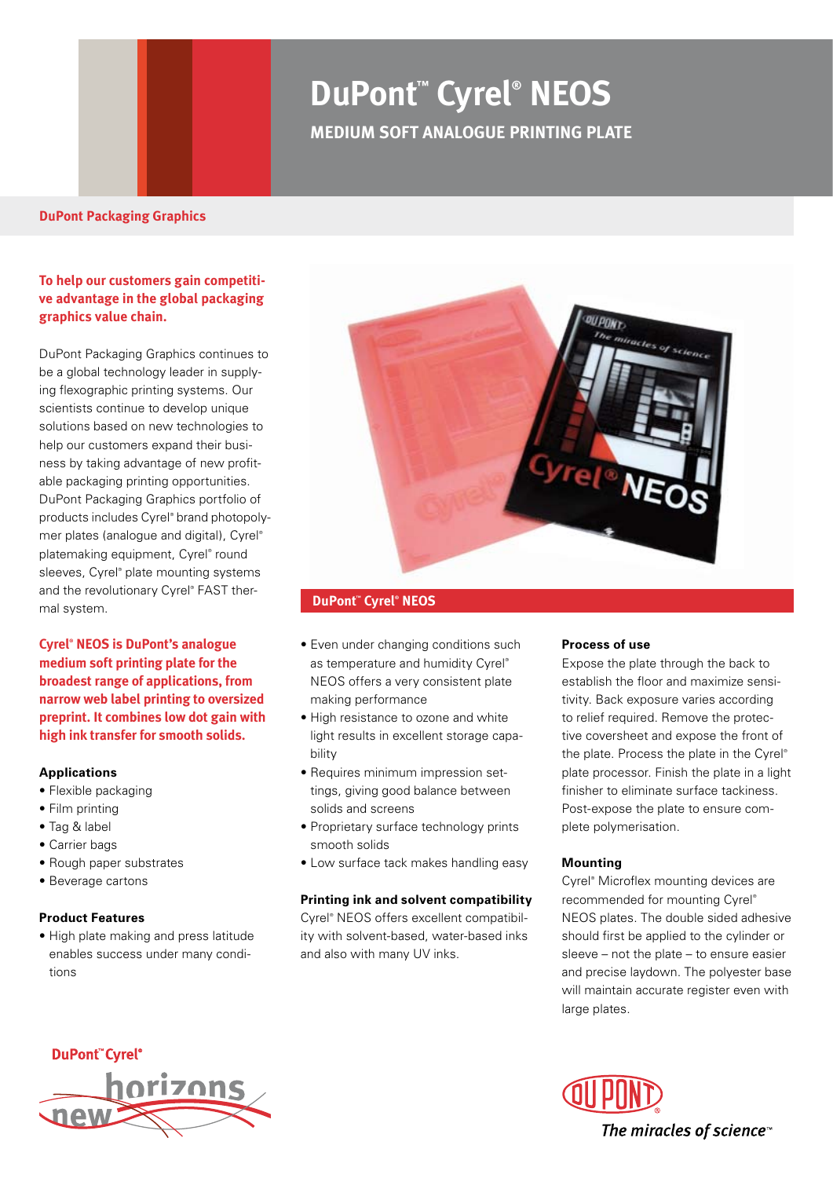# DuPont™ Cyrel® NEOS

## MEDIUM SOFT ANALOGUE PRINTING PLATE

**DuPont Packaging Graphics**

**To help our customers gain competitive advantage in the global packaging graphics value chain.**

DuPont Packaging Graphics continues to be a global technology leader in supplying flexographic printing systems. Our scientists continue to develop unique solutions based on new technologies to help our customers expand their business by taking advantage of new profitable packaging printing opportunities. DuPont Packaging Graphics portfolio of products includes Cyrel® brand photopolymer plates (analogue and digital), Cyrel® platemaking equipment, Cyrel® round sleeves, Cyrel® plate mounting systems and the revolutionary Cyrel® FAST thermal system.

**Cyrel® NEOS is DuPont's analogue medium soft printing plate for the broadest range of applications, from narrow web label printing to oversized preprint. It combines low dot gain with high ink transfer for smooth solids.**

### Applications

- Flexible packaging
- Film printing
- Tag & label
- Carrier bags
- Rough paper substrates
- Beverage cartons

### Product Features

- High plate making and press latitude enables success under many conditions
- Even under changing conditions such as temperature and humidity Cyrel® NEOS offers a very consistent plate making performance
- High resistance to ozone and white light results in excellent storage capability
- Requires minimum impression settings, giving good balance between solids and screens
- Proprietary surface technology prints smooth solids
- Low surface tack makes handling easy

**DuPont™ Cyrel® NEOS**

### Printing ink and solvent compatibility

Cyrel® NEOS offers excellent compatibility with solvent-based, water-based inks and also with many UV inks.

### Process of use

Expose the plate through the back to establish the floor and maximize sensitivity. Back exposure varies according to relief required. Remove the protective coversheet and expose the front of the plate. Process the plate in the Cyrel® plate processor. Finish the plate in a light finisher to eliminate surface tackiness. Post-expose the plate to ensure complete polymerisation.

### Mounting

Cyrel® Microflex mounting devices are recommended for mounting Cyrel® NEOS plates. The double sided adhesive should first be applied to the cylinder or sleeve – not the plate – to ensure easier and precise laydown. The polyester base will maintain accurate register even with large plates.

DuPont™ Cyrel® new horizons

DuPont — The miracles of science™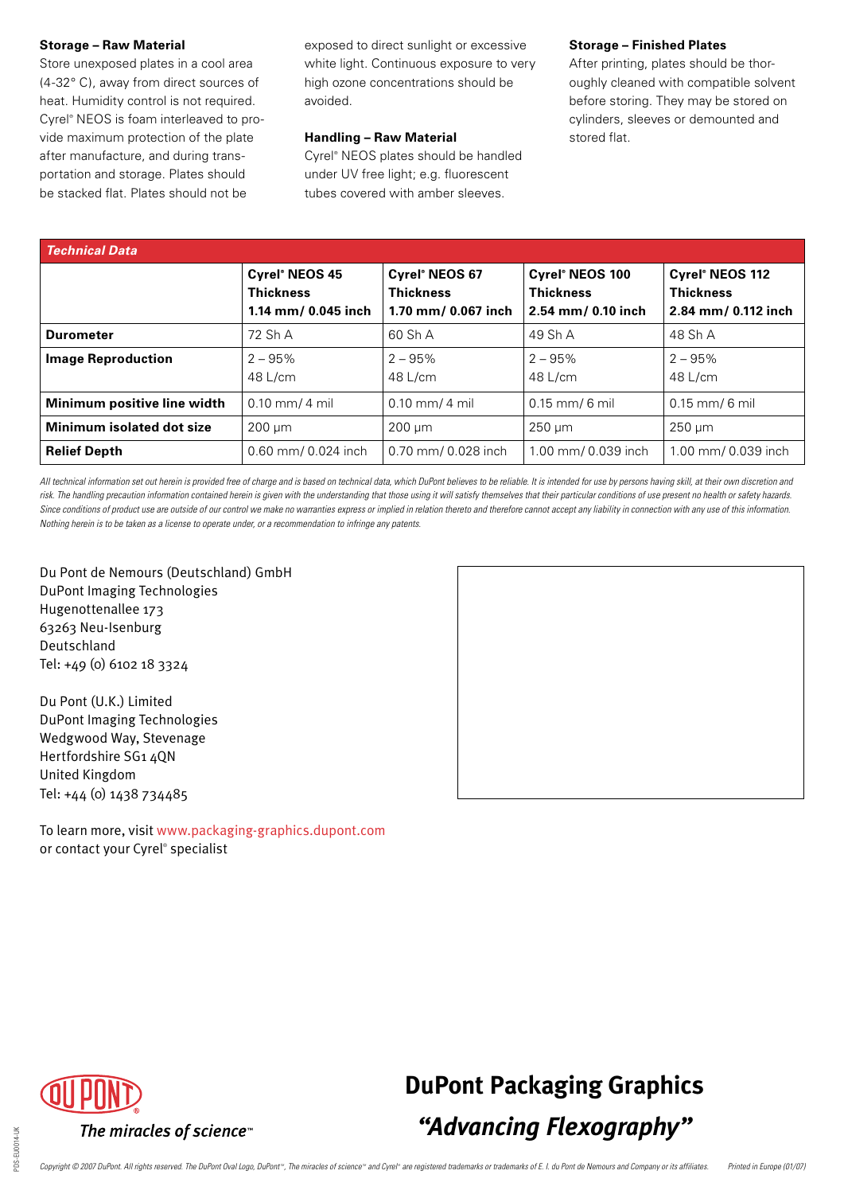**Storage – Raw Material**

Store unexposed plates in a cool area (4-32° C), away from direct sources of heat. Humidity control is not required. Cyrel® NEOS is foam interleaved to provide maximum protection of the plate after manufacture, and during transportation and storage. Plates should be stacked flat. Plates should not be exposed to direct sunlight or excessive white light. Continuous exposure to very high ozone concentrations should be avoided.

**Handling – Raw Material**

Cyrel® NEOS plates should be handled under UV free light; e.g. fluorescent tubes covered with amber sleeves.

**Storage – Finished Plates**

After printing, plates should be thoroughly cleaned with compatible solvent before storing. They may be stored on cylinders, sleeves or demounted and stored flat.

***Technical Data***

| | Cyrel® NEOS 45 Thickness 1.14 mm/ 0.045 inch | Cyrel® NEOS 67 Thickness 1.70 mm/ 0.067 inch | Cyrel® NEOS 100 Thickness 2.54 mm/ 0.10 inch | Cyrel® NEOS 112 Thickness 2.84 mm/ 0.112 inch |
|---|---|---|---|---|
| **Durometer** | 72 Sh A | 60 Sh A | 49 Sh A | 48 Sh A |
| **Image Reproduction** | 2 – 95% 48 L/cm | 2 – 95% 48 L/cm | 2 – 95% 48 L/cm | 2 – 95% 48 L/cm |
| **Minimum positive line width** | 0.10 mm/ 4 mil | 0.10 mm/ 4 mil | 0.15 mm/ 6 mil | 0.15 mm/ 6 mil |
| **Minimum isolated dot size** | 200 µm | 200 µm | 250 µm | 250 µm |
| **Relief Depth** | 0.60 mm/ 0.024 inch | 0.70 mm/ 0.028 inch | 1.00 mm/ 0.039 inch | 1.00 mm/ 0.039 inch |

*All technical information set out herein is provided free of charge and is based on technical data, which DuPont believes to be reliable. It is intended for use by persons having skill, at their own discretion and risk. The handling precaution information contained herein is given with the understanding that those using it will satisfy themselves that their particular conditions of use present no health or safety hazards. Since conditions of product use are outside of our control we make no warranties express or implied in relation thereto and therefore cannot accept any liability in connection with any use of this information. Nothing herein is to be taken as a license to operate under, or a recommendation to infringe any patents.*

Du Pont de Nemours (Deutschland) GmbH
DuPont Imaging Technologies
Hugenottenallee 173
63263 Neu-Isenburg
Deutschland
Tel: +49 (0) 6102 18 3324

Du Pont (U.K.) Limited
DuPont Imaging Technologies
Wedgwood Way, Stevenage
Hertfordshire SG1 4QN
United Kingdom
Tel: +44 (0) 1438 734485

To learn more, visit www.packaging-graphics.dupont.com
or contact your Cyrel® specialist

DUPONT®
*The miracles of science™*

## DuPont Packaging Graphics

## *"Advancing Flexography"*

PDS-EU0014-UK

*Copyright © 2007 DuPont. All rights reserved. The DuPont Oval Logo, DuPont™, The miracles of science™ and Cyrel® are registered trademarks or trademarks of E. I. du Pont de Nemours and Company or its affiliates.* *Printed in Europe (01/07)*